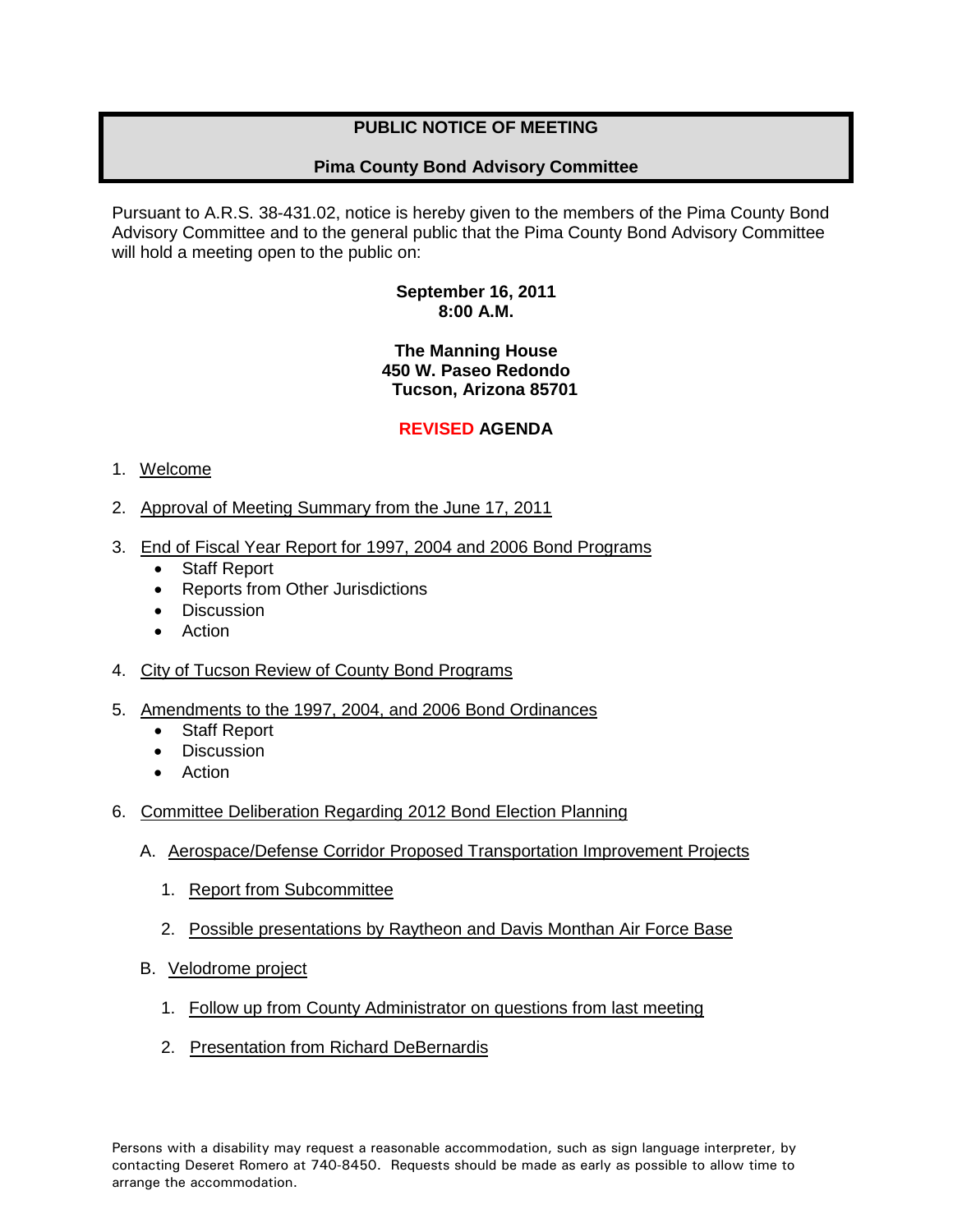# PUBLIC NOTICE OF MEETING

## Pima County Bond Advisory Committee

Pursuant to A.R.S. 38-431.02, notice is hereby given to the members of the Pima County Bond Advisory Committee and to the general public that the Pima County Bond Advisory Committee will hold a meeting open to the public on:

**September 16, 2011**
**8:00 A.M.**

**The Manning House**
**450 W. Paseo Redondo**
**Tucson, Arizona 85701**

**REVISED AGENDA**

1. Welcome

2. Approval of Meeting Summary from the June 17, 2011

3. End of Fiscal Year Report for 1997, 2004 and 2006 Bond Programs
   - Staff Report
   - Reports from Other Jurisdictions
   - Discussion
   - Action

4. City of Tucson Review of County Bond Programs

5. Amendments to the 1997, 2004, and 2006 Bond Ordinances
   - Staff Report
   - Discussion
   - Action

6. Committee Deliberation Regarding 2012 Bond Election Planning

   A. Aerospace/Defense Corridor Proposed Transportation Improvement Projects

      1. Report from Subcommittee

      2. Possible presentations by Raytheon and Davis Monthan Air Force Base

   B. Velodrome project

      1. Follow up from County Administrator on questions from last meeting

      2. Presentation from Richard DeBernardis

Persons with a disability may request a reasonable accommodation, such as sign language interpreter, by contacting Deseret Romero at 740-8450. Requests should be made as early as possible to allow time to arrange the accommodation.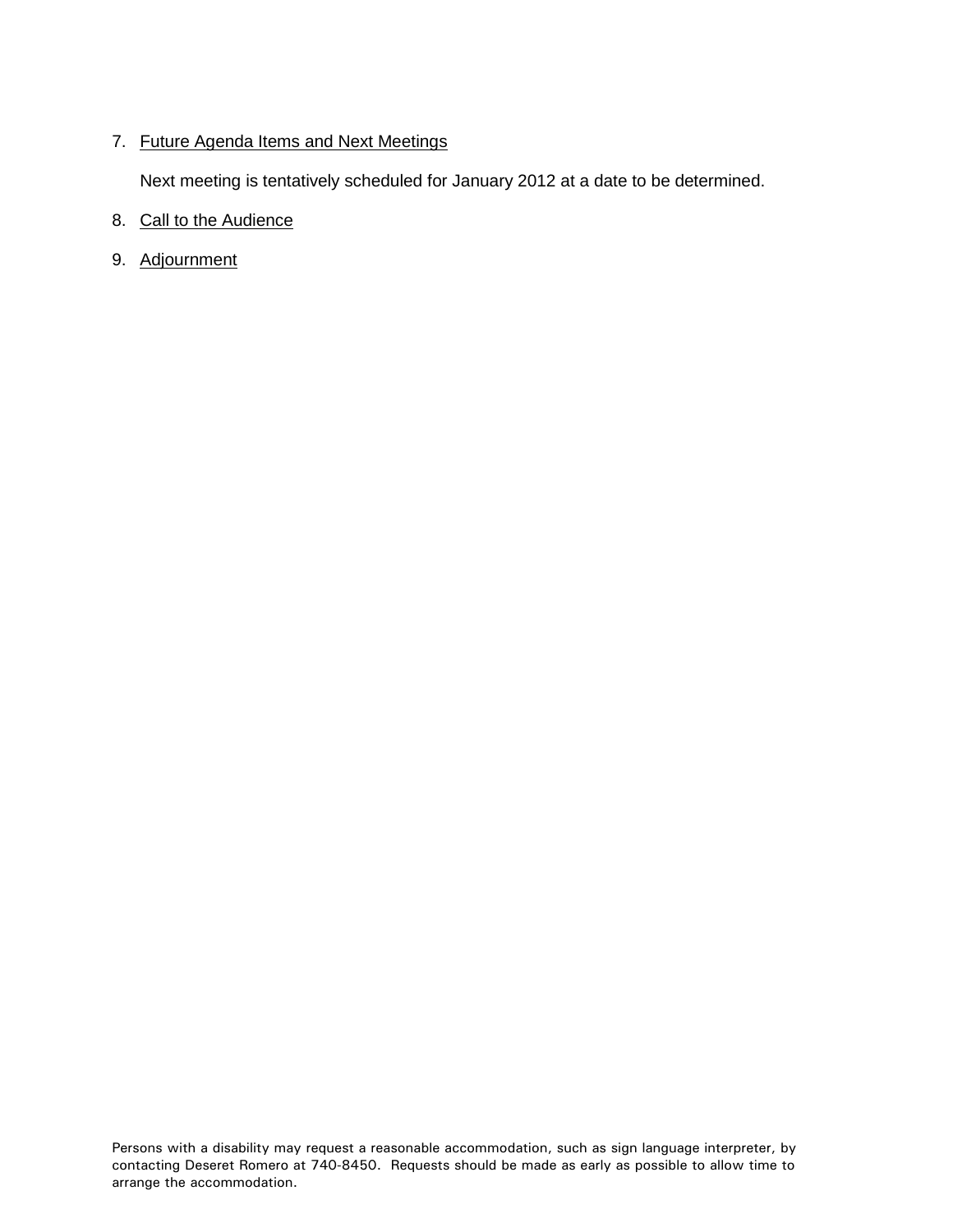7. Future Agenda Items and Next Meetings

   Next meeting is tentatively scheduled for January 2012 at a date to be determined.

8. Call to the Audience

9. Adjournment

Persons with a disability may request a reasonable accommodation, such as sign language interpreter, by contacting Deseret Romero at 740-8450. Requests should be made as early as possible to allow time to arrange the accommodation.